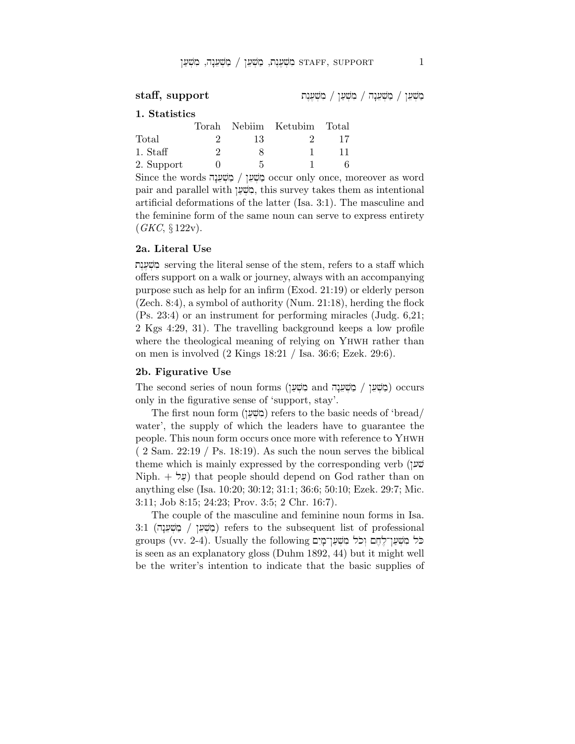## staff, support מִשְׁעָן / מַשְׁעֵנָה / מִשְׁעָן / מִשְׁעֶנֶת

### 1. Statistics

| | Torah | Nebiim | Ketubim | Total |
|---|---|---|---|---|
| Total | 2 | 13 | 2 | 17 |
| 1. Staff | 2 | 8 | 1 | 11 |
| 2. Support | 0 | 5 | 1 | 6 |

Since the words מַשְׁעֵן / מַשְׁעֵנָה occur only once, moreover as word pair and parallel with מִשְׁעָן, this survey takes them as intentional artificial deformations of the latter (Isa. 3:1). The masculine and the feminine form of the same noun can serve to express entirety (*GKC*, § 122v).

### 2a. Literal Use

מִשְׁעֶנֶת serving the literal sense of the stem, refers to a staff which offers support on a walk or journey, always with an accompanying purpose such as help for an infirm (Exod. 21:19) or elderly person (Zech. 8:4), a symbol of authority (Num. 21:18), herding the flock (Ps. 23:4) or an instrument for performing miracles (Judg. 6,21; 2 Kgs 4:29, 31). The travelling background keeps a low profile where the theological meaning of relying on YHWH rather than on men is involved (2 Kings 18:21 / Isa. 36:6; Ezek. 29:6).

### 2b. Figurative Use

The second series of noun forms (מִשְׁעָן and מַשְׁעֵן / מַשְׁעֵנָה) occurs only in the figurative sense of 'support, stay'.

The first noun form (מִשְׁעָן) refers to the basic needs of 'bread/ water', the supply of which the leaders have to guarantee the people. This noun form occurs once more with reference to YHWH ( 2 Sam. 22:19 / Ps. 18:19). As such the noun serves the biblical theme which is mainly expressed by the corresponding verb (שׁען Niph. + עַל) that people should depend on God rather than on anything else (Isa. 10:20; 30:12; 31:1; 36:6; 50:10; Ezek. 29:7; Mic. 3:11; Job 8:15; 24:23; Prov. 3:5; 2 Chr. 16:7).

The couple of the masculine and feminine noun forms in Isa. 3:1 (מַשְׁעֵן / מַשְׁעֵנָה) refers to the subsequent list of professional groups (vv. 2-4). Usually the following כֹּל מִשְׁעַן־לֶחֶם וְכֹל מִשְׁעַן־מָיִם is seen as an explanatory gloss (Duhm 1892, 44) but it might well be the writer's intention to indicate that the basic supplies of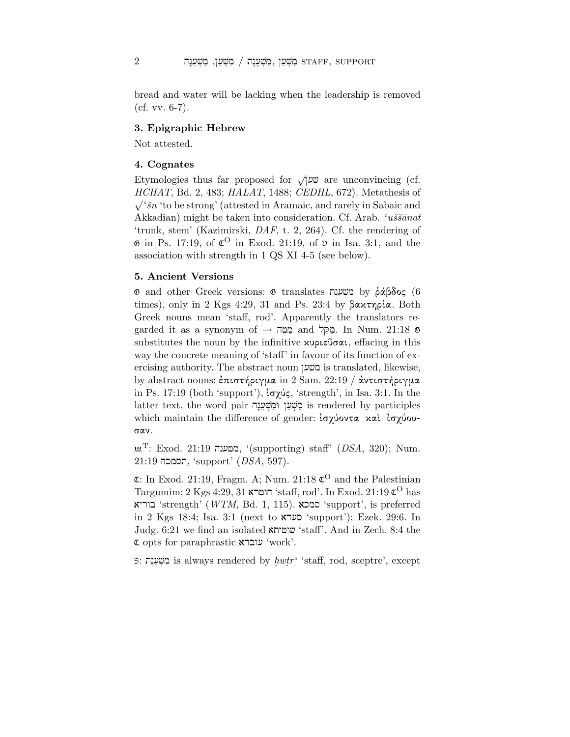bread and water will be lacking when the leadership is removed (cf. vv. 6-7).

### 3. Epigraphic Hebrew

Not attested.

### 4. Cognates

Etymologies thus far proposed for √שׁען are unconvincing (cf. *HCHAT*, Bd. 2, 483; *HALAT*, 1488; *CEDHL*, 672). Metathesis of √ʿšn 'to be strong' (attested in Aramaic, and rarely in Sabaic and Akkadian) might be taken into consideration. Cf. Arab. *ʿuššānat* 'trunk, stem' (Kazimirski, *DAF*, t. 2, 264). Cf. the rendering of 𝔊 in Ps. 17:19, of 𝔗^O in Exod. 21:19, of 𝔙 in Isa. 3:1, and the association with strength in 1 QS XI 4-5 (see below).

### 5. Ancient Versions

𝔊 and other Greek versions: 𝔊 translates מִשְׁעֶנֶת by ῥάβδος (6 times), only in 2 Kgs 4:29, 31 and Ps. 23:4 by βακτηρία. Both Greek nouns mean 'staff, rod'. Apparently the translators regarded it as a synonym of → מַטֶּה and מַקֵּל. In Num. 21:18 𝔊 substitutes the noun by the infinitive κυριεῦσαι, effacing in this way the concrete meaning of 'staff' in favour of its function of exercising authority. The abstract noun משׁען is translated, likewise, by abstract nouns: ἐπιστήριγμα in 2 Sam. 22:19 / ἀντιστήριγμα in Ps. 17:19 (both 'support'), ἰσχύς, 'strength', in Isa. 3:1. In the latter text, the word pair מַשְׁעֵן וּמַשְׁעֵנָה is rendered by participles which maintain the difference of gender: ἰσχύοντα καὶ ἰσχύουσαν.

𝔖^T: Exod. 21:19 מטענה, '(supporting) staff' (*DSA*, 320); Num. 21:19 תסמכה, 'support' (*DSA*, 597).

𝔗: In Exod. 21:19, Fragm. A; Num. 21:18 𝔗^O and the Palestinian Targumim; 2 Kgs 4:29, 31 חוטרא 'staff, rod'. In Exod. 21:19 𝔗^O has בוריא 'strength' (*WTM*, Bd. 1, 115). סמכא 'support', is preferred in 2 Kgs 18:4; Isa. 3:1 (next to סעדא 'support'); Ezek. 29:6. In Judg. 6:21 we find an isolated שוטיתא 'staff'. And in Zech. 8:4 the 𝔗 opts for paraphrastic עובדא 'work'.

𝔖: מִשְׁעֶנֶת is always rendered by *ḥwṭrʾ* 'staff, rod, sceptre', except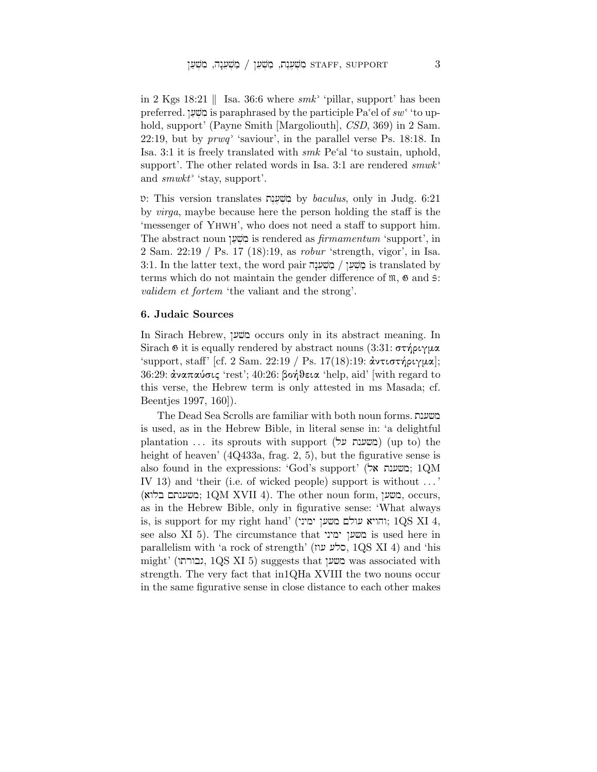in 2 Kgs 18:21 ‖ Isa. 36:6 where *smk*ʾ 'pillar, support' has been preferred. מַשְׁעֵן is paraphrased by the participle Paʿel of *sw*ʿ 'to uphold, support' (Payne Smith [Margoliouth], *CSD*, 369) in 2 Sam. 22:19, but by *prwq*ʾ 'saviour', in the parallel verse Ps. 18:18. In Isa. 3:1 it is freely translated with *smk* Peʿal 'to sustain, uphold, support'. The other related words in Isa. 3:1 are rendered *smwk*ʾ and *smwkt*ʾ 'stay, support'.

𝔙: This version translates מִשְׁעֶנֶת by *baculus*, only in Judg. 6:21 by *virga*, maybe because here the person holding the staff is the 'messenger of YHWH', who does not need a staff to support him. The abstract noun מִשְׁעָן is rendered as *firmamentum* 'support', in 2 Sam. 22:19 / Ps. 17 (18):19, as *robur* 'strength, vigor', in Isa. 3:1. In the latter text, the word pair מַשְׁעֵן / מַשְׁעֵנָה is translated by terms which do not maintain the gender difference of 𝔐, 𝔊 and 𝔖: *validem et fortem* 'the valiant and the strong'.

### 6. Judaic Sources

In Sirach Hebrew, משען occurs only in its abstract meaning. In Sirach 𝔊 it is equally rendered by abstract nouns (3:31: στήριγμα 'support, staff' [cf. 2 Sam. 22:19 / Ps. 17(18):19: ἀντιστήριγμα]; 36:29: ἀναπαύσις 'rest'; 40:26: βοήθεια 'help, aid' [with regard to this verse, the Hebrew term is only attested in ms Masada; cf. Beentjes 1997, 160]).

The Dead Sea Scrolls are familiar with both noun forms. משענת is used, as in the Hebrew Bible, in literal sense in: 'a delightful plantation ... its sprouts with support (משענת על) (up to) the height of heaven' (4Q433a, frag. 2, 5), but the figurative sense is also found in the expressions: 'God's support' (משענת אל; 1QM IV 13) and 'their (i.e. of wicked people) support is without ...' (משענתם בלוא; 1QM XVII 4). The other noun form, משען, occurs, as in the Hebrew Bible, only in figurative sense: 'What always is, is support for my right hand' (והויא עולם משען ימיני; 1QS XI 4, see also XI 5). The circumstance that משען ימיני is used here in parallelism with 'a rock of strength' (סלע עוז, 1QS XI 4) and 'his might' (גבורתו, 1QS XI 5) suggests that משען was associated with strength. The very fact that in1QHa XVIII the two nouns occur in the same figurative sense in close distance to each other makes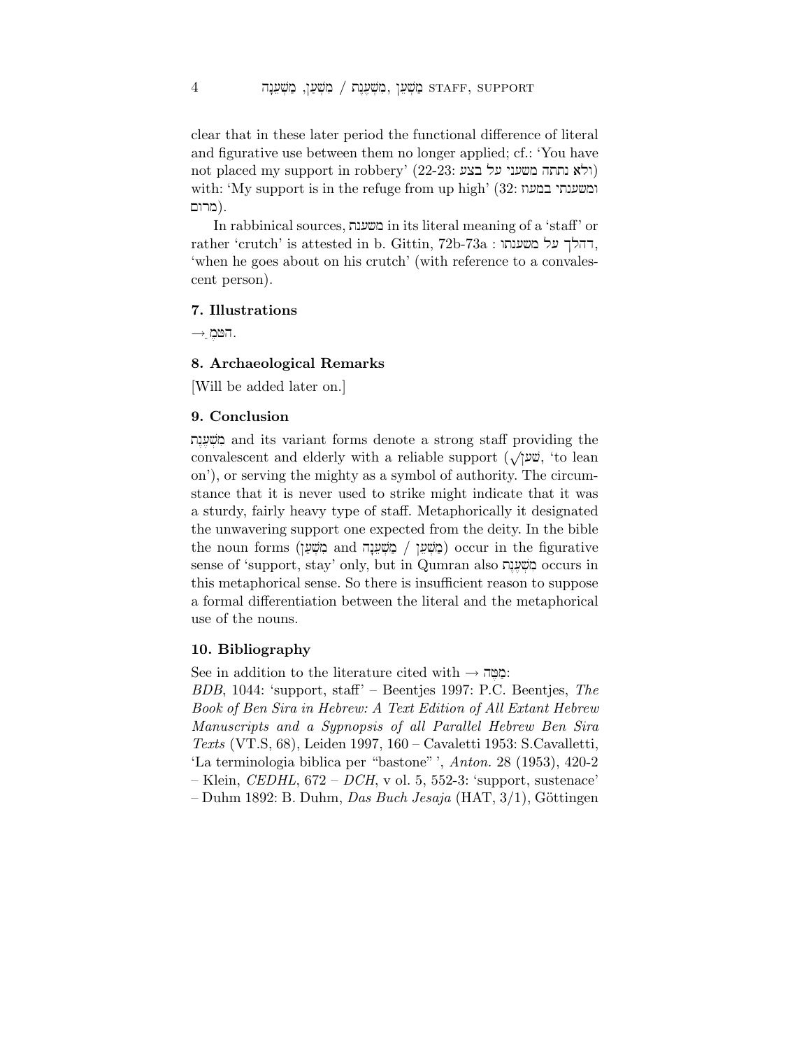clear that in these later period the functional difference of literal and figurative use between them no longer applied; cf.: 'You have not placed my support in robbery' (22-23: ולא נתתה משעני על בצע) with: 'My support is in the refuge from up high' (32: ומשענתי במעוז מרום).

In rabbinical sources, משענת in its literal meaning of a 'staff' or rather 'crutch' is attested in b. Gittin, 72b-73a : דהלך על משענתו, 'when he goes about on his crutch' (with reference to a convalescent person).

## 7. Illustrations

→ הטֶּמֶ.

## 8. Archaeological Remarks

[Will be added later on.]

## 9. Conclusion

מִשְׁעֶנֶת and its variant forms denote a strong staff providing the convalescent and elderly with a reliable support (√שׁען, 'to lean on'), or serving the mighty as a symbol of authority. The circumstance that it is never used to strike might indicate that it was a sturdy, fairly heavy type of staff. Metaphorically it designated the unwavering support one expected from the deity. In the bible the noun forms (מִשְׁעָן and מַשְׁעֵן / מַשְׁעֵנָה) occur in the figurative sense of 'support, stay' only, but in Qumran also מִשְׁעֶנֶת occurs in this metaphorical sense. So there is insufficient reason to suppose a formal differentiation between the literal and the metaphorical use of the nouns.

## 10. Bibliography

See in addition to the literature cited with → מַטֶּה:

*BDB*, 1044: 'support, staff' – Beentjes 1997: P.C. Beentjes, *The Book of Ben Sira in Hebrew: A Text Edition of All Extant Hebrew Manuscripts and a Sypnopsis of all Parallel Hebrew Ben Sira Texts* (VT.S, 68), Leiden 1997, 160 – Cavaletti 1953: S.Cavalletti, 'La terminologia biblica per "bastone" ', *Anton.* 28 (1953), 420-2 – Klein, *CEDHL*, 672 – *DCH*, v vol. 5, 552-3: 'support, sustenace' – Duhm 1892: B. Duhm, *Das Buch Jesaja* (HAT, 3/1), Göttingen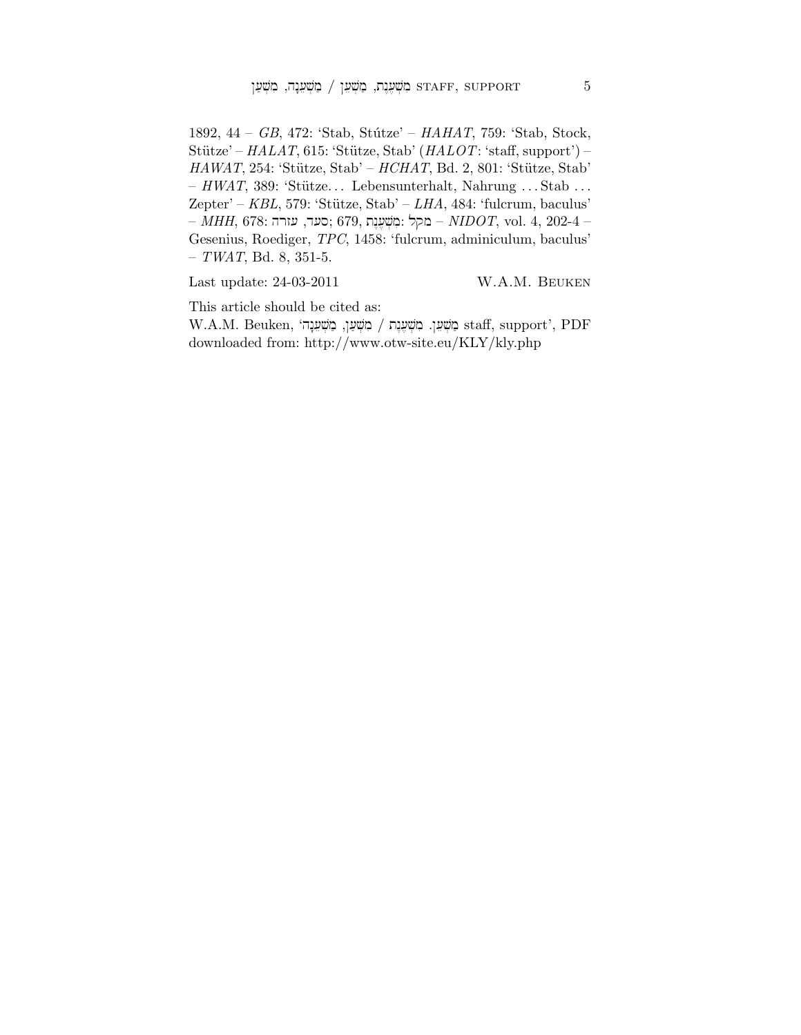1892, 44 – *GB*, 472: 'Stab, Stútze' – *HAHAT*, 759: 'Stab, Stock, Stütze' – *HALAT*, 615: 'Stütze, Stab' (*HALOT*: 'staff, support') – *HAWAT*, 254: 'Stütze, Stab' – *HCHAT*, Bd. 2, 801: 'Stütze, Stab' – *HWAT*, 389: 'Stütze... Lebensunterhalt, Nahrung ... Stab ... Zepter' – *KBL*, 579: 'Stütze, Stab' – *LHA*, 484: 'fulcrum, baculus' – *MHH*, 678: סעד, עזרה; 679, מִשְׁעֶנֶת: מקל – *NIDOT*, vol. 4, 202-4 – Gesenius, Roediger, *TPC*, 1458: 'fulcrum, adminiculum, baculus' – *TWAT*, Bd. 8, 351-5.

Last update: 24-03-2011 W.A.M. Beuken

This article should be cited as:
W.A.M. Beuken, 'מַשְׁעֵן. מִשְׁעֶנֶת / מִשְׁעָן, מַשְׁעֵנָה staff, support', PDF downloaded from: http://www.otw-site.eu/KLY/kly.php